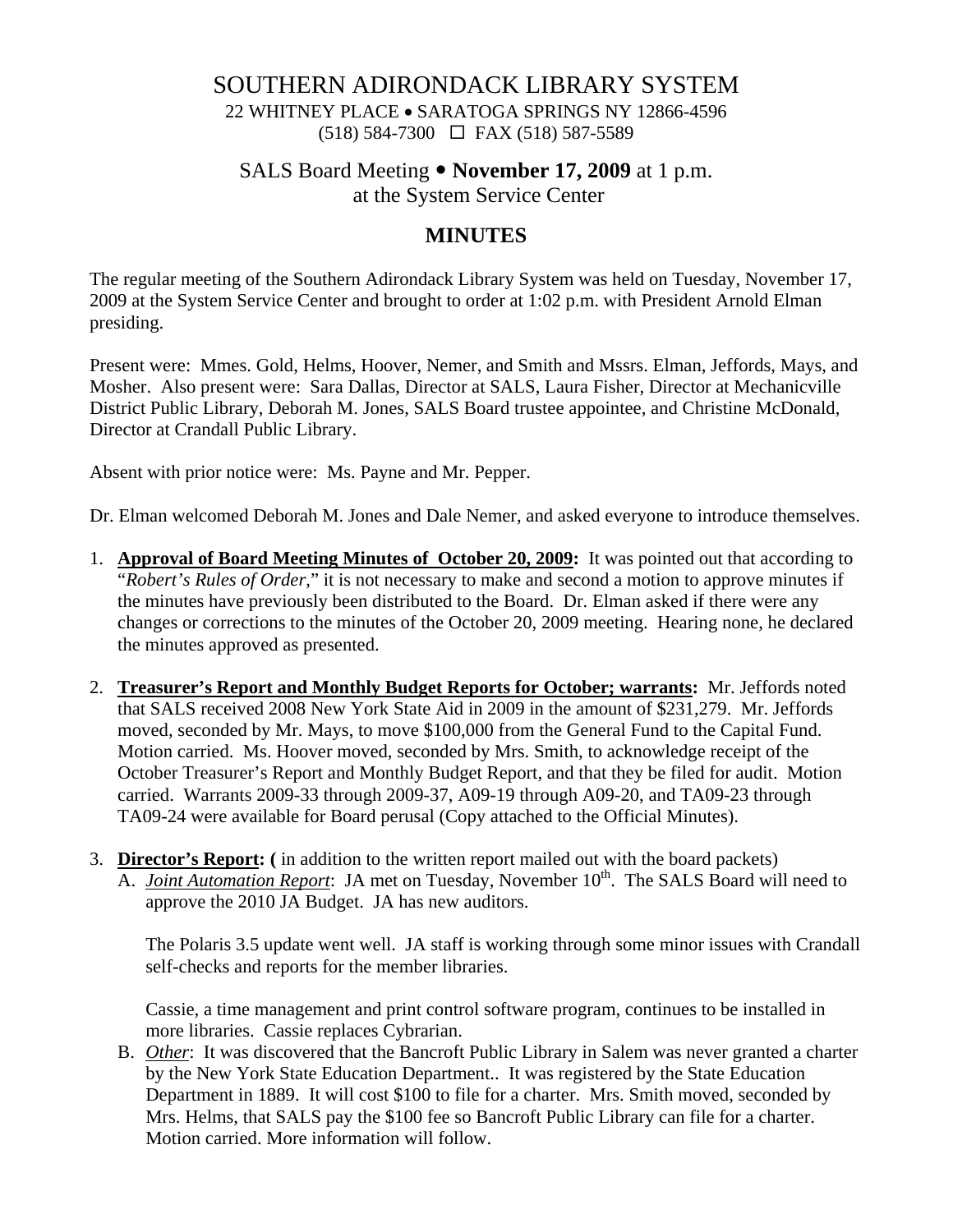# SOUTHERN ADIRONDACK LIBRARY SYSTEM

22 WHITNEY PLACE • SARATOGA SPRINGS NY 12866-4596
(518) 584-7300 ☐ FAX (518) 587-5589

## SALS Board Meeting • **November 17, 2009** at 1 p.m.
## at the System Service Center

## MINUTES

The regular meeting of the Southern Adirondack Library System was held on Tuesday, November 17, 2009 at the System Service Center and brought to order at 1:02 p.m. with President Arnold Elman presiding.

Present were: Mmes. Gold, Helms, Hoover, Nemer, and Smith and Mssrs. Elman, Jeffords, Mays, and Mosher. Also present were: Sara Dallas, Director at SALS, Laura Fisher, Director at Mechanicville District Public Library, Deborah M. Jones, SALS Board trustee appointee, and Christine McDonald, Director at Crandall Public Library.

Absent with prior notice were: Ms. Payne and Mr. Pepper.

Dr. Elman welcomed Deborah M. Jones and Dale Nemer, and asked everyone to introduce themselves.

1. **Approval of Board Meeting Minutes of October 20, 2009:** It was pointed out that according to "*Robert's Rules of Order*," it is not necessary to make and second a motion to approve minutes if the minutes have previously been distributed to the Board. Dr. Elman asked if there were any changes or corrections to the minutes of the October 20, 2009 meeting. Hearing none, he declared the minutes approved as presented.

2. **Treasurer's Report and Monthly Budget Reports for October; warrants:** Mr. Jeffords noted that SALS received 2008 New York State Aid in 2009 in the amount of $231,279. Mr. Jeffords moved, seconded by Mr. Mays, to move $100,000 from the General Fund to the Capital Fund. Motion carried. Ms. Hoover moved, seconded by Mrs. Smith, to acknowledge receipt of the October Treasurer's Report and Monthly Budget Report, and that they be filed for audit. Motion carried. Warrants 2009-33 through 2009-37, A09-19 through A09-20, and TA09-23 through TA09-24 were available for Board perusal (Copy attached to the Official Minutes).

3. **Director's Report: (** in addition to the written report mailed out with the board packets)
   A. *Joint Automation Report*: JA met on Tuesday, November 10th. The SALS Board will need to approve the 2010 JA Budget. JA has new auditors.

      The Polaris 3.5 update went well. JA staff is working through some minor issues with Crandall self-checks and reports for the member libraries.

      Cassie, a time management and print control software program, continues to be installed in more libraries. Cassie replaces Cybrarian.

   B. *Other*: It was discovered that the Bancroft Public Library in Salem was never granted a charter by the New York State Education Department.. It was registered by the State Education Department in 1889. It will cost $100 to file for a charter. Mrs. Smith moved, seconded by Mrs. Helms, that SALS pay the $100 fee so Bancroft Public Library can file for a charter. Motion carried. More information will follow.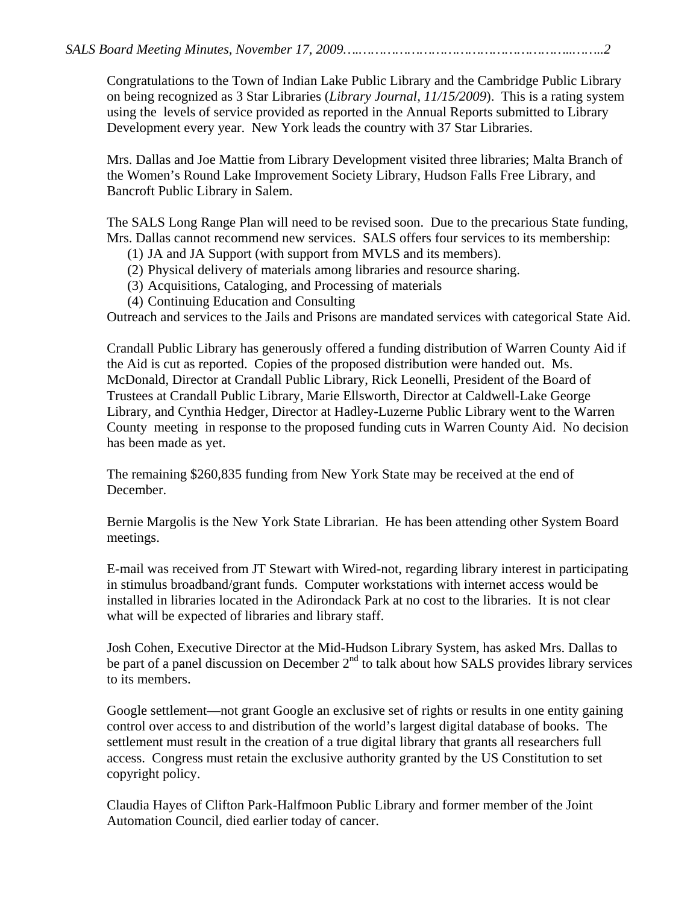Congratulations to the Town of Indian Lake Public Library and the Cambridge Public Library on being recognized as 3 Star Libraries (*Library Journal, 11/15/2009*). This is a rating system using the levels of service provided as reported in the Annual Reports submitted to Library Development every year. New York leads the country with 37 Star Libraries.

Mrs. Dallas and Joe Mattie from Library Development visited three libraries; Malta Branch of the Women's Round Lake Improvement Society Library, Hudson Falls Free Library, and Bancroft Public Library in Salem.

The SALS Long Range Plan will need to be revised soon. Due to the precarious State funding, Mrs. Dallas cannot recommend new services. SALS offers four services to its membership:

(1) JA and JA Support (with support from MVLS and its members).
(2) Physical delivery of materials among libraries and resource sharing.
(3) Acquisitions, Cataloging, and Processing of materials
(4) Continuing Education and Consulting

Outreach and services to the Jails and Prisons are mandated services with categorical State Aid.

Crandall Public Library has generously offered a funding distribution of Warren County Aid if the Aid is cut as reported. Copies of the proposed distribution were handed out. Ms. McDonald, Director at Crandall Public Library, Rick Leonelli, President of the Board of Trustees at Crandall Public Library, Marie Ellsworth, Director at Caldwell-Lake George Library, and Cynthia Hedger, Director at Hadley-Luzerne Public Library went to the Warren County meeting in response to the proposed funding cuts in Warren County Aid. No decision has been made as yet.

The remaining $260,835 funding from New York State may be received at the end of December.

Bernie Margolis is the New York State Librarian. He has been attending other System Board meetings.

E-mail was received from JT Stewart with Wired-not, regarding library interest in participating in stimulus broadband/grant funds. Computer workstations with internet access would be installed in libraries located in the Adirondack Park at no cost to the libraries. It is not clear what will be expected of libraries and library staff.

Josh Cohen, Executive Director at the Mid-Hudson Library System, has asked Mrs. Dallas to be part of a panel discussion on December 2nd to talk about how SALS provides library services to its members.

Google settlement—not grant Google an exclusive set of rights or results in one entity gaining control over access to and distribution of the world's largest digital database of books. The settlement must result in the creation of a true digital library that grants all researchers full access. Congress must retain the exclusive authority granted by the US Constitution to set copyright policy.

Claudia Hayes of Clifton Park-Halfmoon Public Library and former member of the Joint Automation Council, died earlier today of cancer.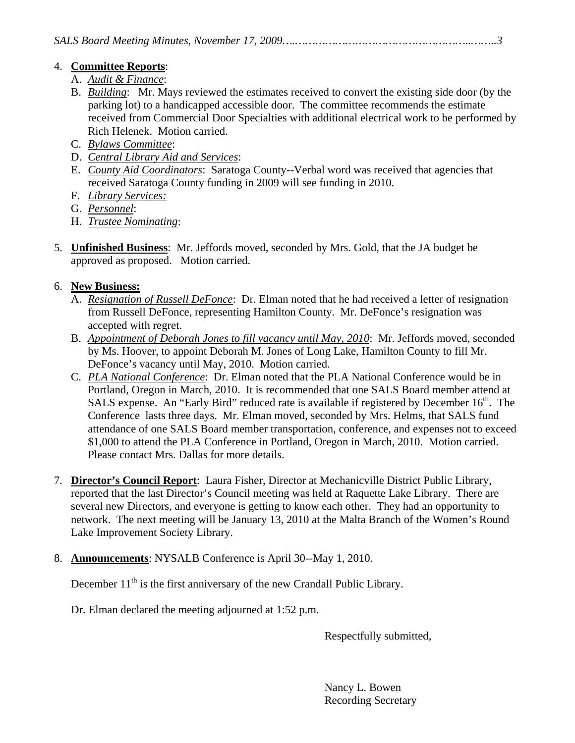4. **Committee Reports**:
   A. *Audit & Finance*:
   B. *Building*: Mr. Mays reviewed the estimates received to convert the existing side door (by the parking lot) to a handicapped accessible door. The committee recommends the estimate received from Commercial Door Specialties with additional electrical work to be performed by Rich Helenek. Motion carried.
   C. *Bylaws Committee*:
   D. *Central Library Aid and Services*:
   E. *County Aid Coordinators*: Saratoga County--Verbal word was received that agencies that received Saratoga County funding in 2009 will see funding in 2010.
   F. *Library Services:*
   G. *Personnel*:
   H. *Trustee Nominating*:

5. **Unfinished Business**: Mr. Jeffords moved, seconded by Mrs. Gold, that the JA budget be approved as proposed. Motion carried.

6. **New Business:**
   A. *Resignation of Russell DeFonce*: Dr. Elman noted that he had received a letter of resignation from Russell DeFonce, representing Hamilton County. Mr. DeFonce's resignation was accepted with regret.
   B. *Appointment of Deborah Jones to fill vacancy until May, 2010*: Mr. Jeffords moved, seconded by Ms. Hoover, to appoint Deborah M. Jones of Long Lake, Hamilton County to fill Mr. DeFonce's vacancy until May, 2010. Motion carried.
   C. *PLA National Conference*: Dr. Elman noted that the PLA National Conference would be in Portland, Oregon in March, 2010. It is recommended that one SALS Board member attend at SALS expense. An "Early Bird" reduced rate is available if registered by December 16th. The Conference lasts three days. Mr. Elman moved, seconded by Mrs. Helms, that SALS fund attendance of one SALS Board member transportation, conference, and expenses not to exceed $1,000 to attend the PLA Conference in Portland, Oregon in March, 2010. Motion carried. Please contact Mrs. Dallas for more details.

7. **Director's Council Report**: Laura Fisher, Director at Mechanicville District Public Library, reported that the last Director's Council meeting was held at Raquette Lake Library. There are several new Directors, and everyone is getting to know each other. They had an opportunity to network. The next meeting will be January 13, 2010 at the Malta Branch of the Women's Round Lake Improvement Society Library.

8. **Announcements**: NYSALB Conference is April 30--May 1, 2010.

   December 11th is the first anniversary of the new Crandall Public Library.

   Dr. Elman declared the meeting adjourned at 1:52 p.m.

Respectfully submitted,

Nancy L. Bowen
Recording Secretary